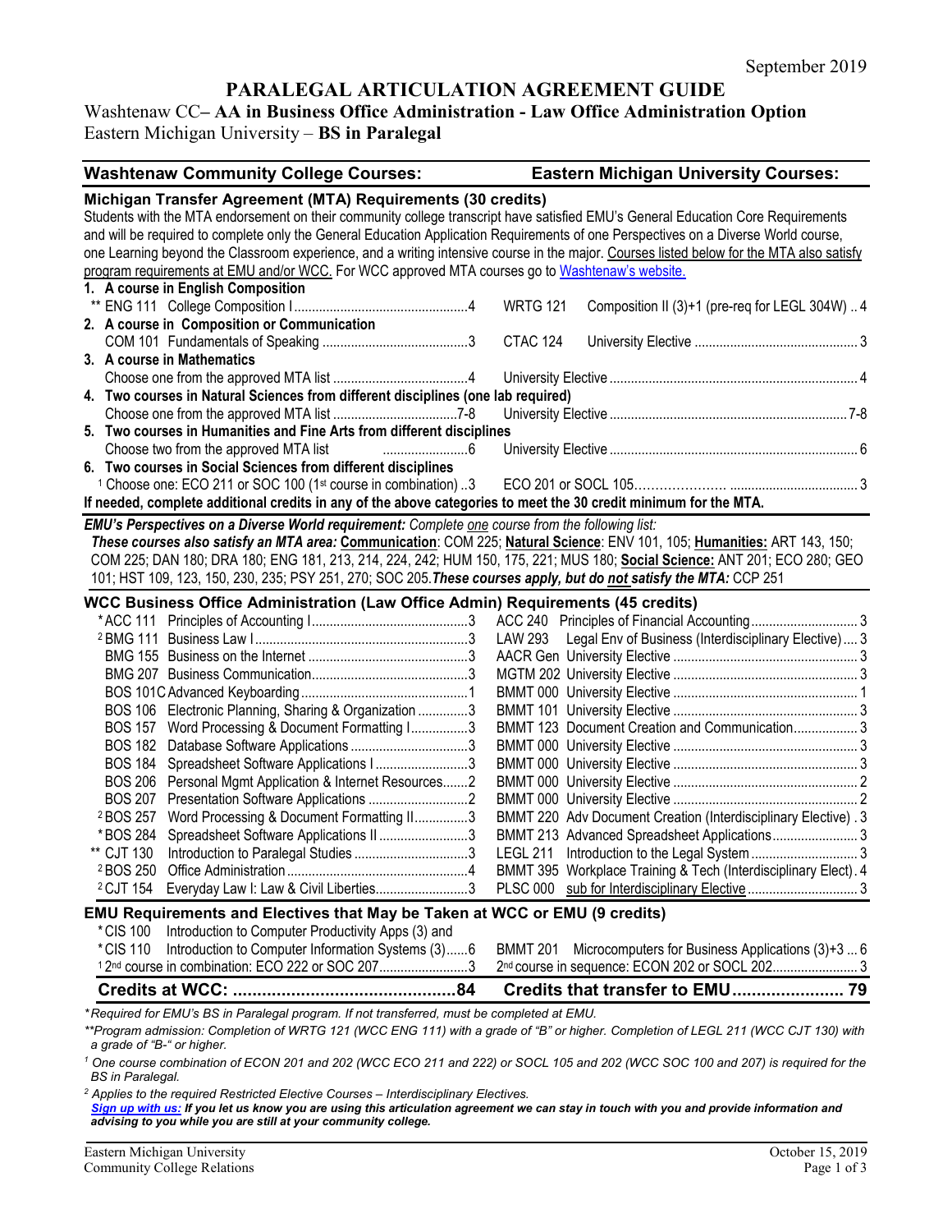September 2019

# PARALEGAL ARTICULATION AGREEMENT GUIDE

## Washtenaw CC– AA in Business Office Administration - Law Office Administration Option
## Eastern Michigan University – BS in Paralegal

| Washtenaw Community College Courses: | | Eastern Michigan University Courses: | |
|---|---|---|---|

### Michigan Transfer Agreement (MTA) Requirements (30 credits)

Students with the MTA endorsement on their community college transcript have satisfied EMU's General Education Core Requirements and will be required to complete only the General Education Application Requirements of one Perspectives on a Diverse World course, one Learning beyond the Classroom experience, and a writing intensive course in the major. Courses listed below for the MTA also satisfy program requirements at EMU and/or WCC. For WCC approved MTA courses go to Washtenaw's website.

| WCC Course | Credits | EMU Course | Credits |
|---|---|---|---|
| **1. A course in English Composition** | | | |
| ** ENG 111 College Composition I | 4 | WRTG 121 Composition II (3)+1 (pre-req for LEGL 304W) | 4 |
| **2. A course in Composition or Communication** | | | |
| COM 101 Fundamentals of Speaking | 3 | CTAC 124 University Elective | 3 |
| **3. A course in Mathematics** | | | |
| Choose one from the approved MTA list | 4 | University Elective | 4 |
| **4. Two courses in Natural Sciences from different disciplines (one lab required)** | | | |
| Choose one from the approved MTA list | 7-8 | University Elective | 7-8 |
| **5. Two courses in Humanities and Fine Arts from different disciplines** | | | |
| Choose two from the approved MTA list | 6 | University Elective | 6 |
| **6. Two courses in Social Sciences from different disciplines** | | | |
| [1] Choose one: ECO 211 or SOC 100 (1st course in combination) | 3 | ECO 201 or SOCL 105 | 3 |

**If needed, complete additional credits in any of the above categories to meet the 30 credit minimum for the MTA.**

***EMU's Perspectives on a Diverse World requirement:*** *Complete one course from the following list:*
***These courses also satisfy an MTA area:*** **Communication**: COM 225; **Natural Science**: ENV 101, 105; **Humanities:** ART 143, 150; COM 225; DAN 180; DRA 180; ENG 181, 213, 214, 224, 242; HUM 150, 175, 221; MUS 180; **Social Science:** ANT 201; ECO 280; GEO 101; HST 109, 123, 150, 230, 235; PSY 251, 270; SOC 205. ***These courses apply, but do not satisfy the MTA:*** CCP 251

### WCC Business Office Administration (Law Office Admin) Requirements (45 credits)

| WCC Course | Credits | EMU Course | Credits |
|---|---|---|---|
| *ACC 111 Principles of Accounting I | 3 | ACC 240 Principles of Financial Accounting | 3 |
| [2] BMG 111 Business Law I | 3 | LAW 293 Legal Env of Business (Interdisciplinary Elective) | 3 |
| BMG 155 Business on the Internet | 3 | AACR Gen University Elective | 3 |
| BMG 207 Business Communication | 3 | MGTM 202 University Elective | 3 |
| BOS 101C Advanced Keyboarding | 1 | BMMT 000 University Elective | 1 |
| BOS 106 Electronic Planning, Sharing & Organization | 3 | BMMT 101 University Elective | 3 |
| BOS 157 Word Processing & Document Formatting I | 3 | BMMT 123 Document Creation and Communication | 3 |
| BOS 182 Database Software Applications | 3 | BMMT 000 University Elective | 3 |
| BOS 184 Spreadsheet Software Applications I | 3 | BMMT 000 University Elective | 3 |
| BOS 206 Personal Mgmt Application & Internet Resources | 2 | BMMT 000 University Elective | 2 |
| BOS 207 Presentation Software Applications | 2 | BMMT 000 University Elective | 2 |
| [2] BOS 257 Word Processing & Document Formatting II | 3 | BMMT 220 Adv Document Creation (Interdisciplinary Elective) | 3 |
| *BOS 284 Spreadsheet Software Applications II | 3 | BMMT 213 Advanced Spreadsheet Applications | 3 |
| ** CJT 130 Introduction to Paralegal Studies | 3 | LEGL 211 Introduction to the Legal System | 3 |
| [2] BOS 250 Office Administration | 4 | BMMT 395 Workplace Training & Tech (Interdisciplinary Elect) | 4 |
| [2] CJT 154 Everyday Law I: Law & Civil Liberties | 3 | PLSC 000 sub for Interdisciplinary Elective | 3 |

### EMU Requirements and Electives that May be Taken at WCC or EMU (9 credits)

| WCC Course | Credits | EMU Course | Credits |
|---|---|---|---|
| *CIS 100 Introduction to Computer Productivity Apps (3) and *CIS 110 Introduction to Computer Information Systems (3) | 6 | BMMT 201 Microcomputers for Business Applications (3)+3 | 6 |
| [1] 2nd course in combination: ECO 222 or SOC 207 | 3 | 2nd course in sequence: ECON 202 or SOCL 202 | 3 |
| **Credits at WCC:** | **84** | **Credits that transfer to EMU** | **79** |

*\*Required for EMU's BS in Paralegal program. If not transferred, must be completed at EMU.*

*\*\*Program admission: Completion of WRTG 121 (WCC ENG 111) with a grade of "B" or higher. Completion of LEGL 211 (WCC CJT 130) with a grade of "B-" or higher.*

*[1] One course combination of ECON 201 and 202 (WCC ECO 211 and 222) or SOCL 105 and 202 (WCC SOC 100 and 207) is required for the BS in Paralegal.*

*[2] Applies to the required Restricted Elective Courses – Interdisciplinary Electives.*

***Sign up with us:*** ***If you let us know you are using this articulation agreement we can stay in touch with you and provide information and advising to you while you are still at your community college.***

Eastern Michigan University
Community College Relations

October 15, 2019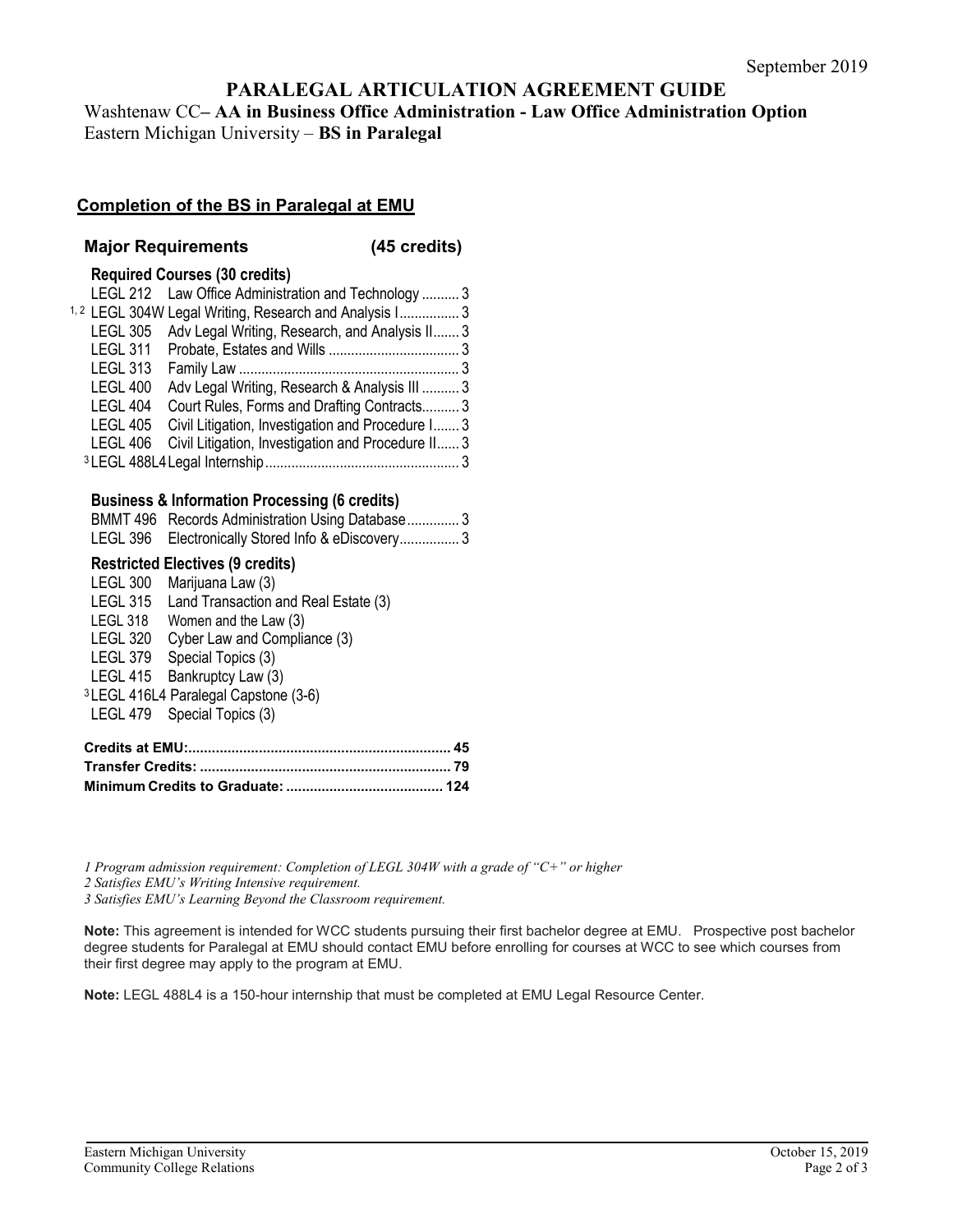September 2019

# PARALEGAL ARTICULATION AGREEMENT GUIDE

Washtenaw CC– **AA in Business Office Administration - Law Office Administration Option**
Eastern Michigan University – **BS in Paralegal**

## Completion of the BS in Paralegal at EMU

### Major Requirements (45 credits)

**Required Courses (30 credits)**

| Course | Title | Credits |
|---|---|---|
| LEGL 212 | Law Office Administration and Technology | 3 |
| [1, 2] LEGL 304W | Legal Writing, Research and Analysis I | 3 |
| LEGL 305 | Adv Legal Writing, Research, and Analysis II | 3 |
| LEGL 311 | Probate, Estates and Wills | 3 |
| LEGL 313 | Family Law | 3 |
| LEGL 400 | Adv Legal Writing, Research & Analysis III | 3 |
| LEGL 404 | Court Rules, Forms and Drafting Contracts | 3 |
| LEGL 405 | Civil Litigation, Investigation and Procedure I | 3 |
| LEGL 406 | Civil Litigation, Investigation and Procedure II | 3 |
| [3] LEGL 488L4 | Legal Internship | 3 |

**Business & Information Processing (6 credits)**

| Course | Title | Credits |
|---|---|---|
| BMMT 496 | Records Administration Using Database | 3 |
| LEGL 396 | Electronically Stored Info & eDiscovery | 3 |

**Restricted Electives (9 credits)**

- LEGL 300 Marijuana Law (3)
- LEGL 315 Land Transaction and Real Estate (3)
- LEGL 318 Women and the Law (3)
- LEGL 320 Cyber Law and Compliance (3)
- LEGL 379 Special Topics (3)
- LEGL 415 Bankruptcy Law (3)
- [3] LEGL 416L4 Paralegal Capstone (3-6)
- LEGL 479 Special Topics (3)

| | |
|---|---|
| **Credits at EMU:** | **45** |
| **Transfer Credits:** | **79** |
| **Minimum Credits to Graduate:** | **124** |

*1 Program admission requirement: Completion of LEGL 304W with a grade of "C+" or higher*
*2 Satisfies EMU's Writing Intensive requirement.*
*3 Satisfies EMU's Learning Beyond the Classroom requirement.*

**Note:** This agreement is intended for WCC students pursuing their first bachelor degree at EMU. Prospective post bachelor degree students for Paralegal at EMU should contact EMU before enrolling for courses at WCC to see which courses from their first degree may apply to the program at EMU.

**Note:** LEGL 488L4 is a 150-hour internship that must be completed at EMU Legal Resource Center.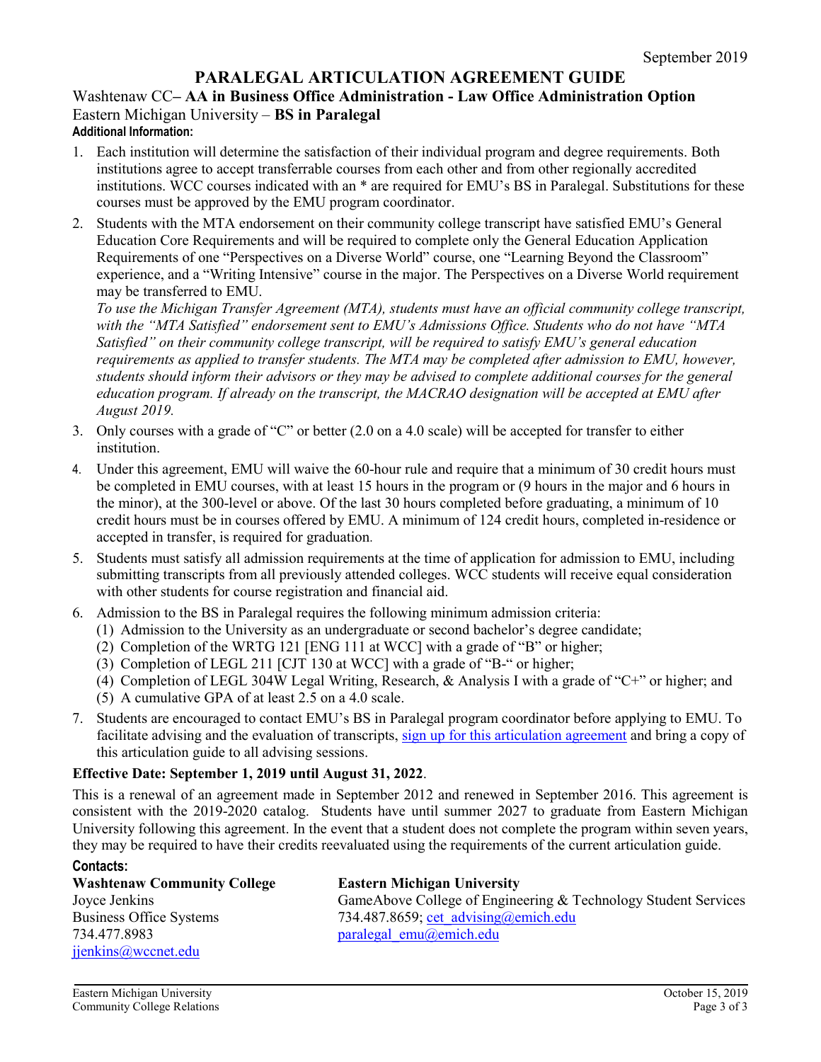September 2019

# PARALEGAL ARTICULATION AGREEMENT GUIDE

## Washtenaw CC– **AA in Business Office Administration - Law Office Administration Option**
## Eastern Michigan University – **BS in Paralegal**

**Additional Information:**

1. Each institution will determine the satisfaction of their individual program and degree requirements. Both institutions agree to accept transferrable courses from each other and from other regionally accredited institutions. WCC courses indicated with an * are required for EMU's BS in Paralegal. Substitutions for these courses must be approved by the EMU program coordinator.
2. Students with the MTA endorsement on their community college transcript have satisfied EMU's General Education Core Requirements and will be required to complete only the General Education Application Requirements of one "Perspectives on a Diverse World" course, one "Learning Beyond the Classroom" experience, and a "Writing Intensive" course in the major. The Perspectives on a Diverse World requirement may be transferred to EMU.
   *To use the Michigan Transfer Agreement (MTA), students must have an official community college transcript, with the "MTA Satisfied" endorsement sent to EMU's Admissions Office. Students who do not have "MTA Satisfied" on their community college transcript, will be required to satisfy EMU's general education requirements as applied to transfer students. The MTA may be completed after admission to EMU, however, students should inform their advisors or they may be advised to complete additional courses for the general education program. If already on the transcript, the MACRAO designation will be accepted at EMU after August 2019.*
3. Only courses with a grade of "C" or better (2.0 on a 4.0 scale) will be accepted for transfer to either institution.
4. Under this agreement, EMU will waive the 60-hour rule and require that a minimum of 30 credit hours must be completed in EMU courses, with at least 15 hours in the program or (9 hours in the major and 6 hours in the minor), at the 300-level or above. Of the last 30 hours completed before graduating, a minimum of 10 credit hours must be in courses offered by EMU. A minimum of 124 credit hours, completed in-residence or accepted in transfer, is required for graduation.
5. Students must satisfy all admission requirements at the time of application for admission to EMU, including submitting transcripts from all previously attended colleges. WCC students will receive equal consideration with other students for course registration and financial aid.
6. Admission to the BS in Paralegal requires the following minimum admission criteria:
   (1) Admission to the University as an undergraduate or second bachelor's degree candidate;
   (2) Completion of the WRTG 121 [ENG 111 at WCC] with a grade of "B" or higher;
   (3) Completion of LEGL 211 [CJT 130 at WCC] with a grade of "B-" or higher;
   (4) Completion of LEGL 304W Legal Writing, Research, & Analysis I with a grade of "C+" or higher; and
   (5) A cumulative GPA of at least 2.5 on a 4.0 scale.
7. Students are encouraged to contact EMU's BS in Paralegal program coordinator before applying to EMU. To facilitate advising and the evaluation of transcripts, sign up for this articulation agreement and bring a copy of this articulation guide to all advising sessions.

**Effective Date: September 1, 2019 until August 31, 2022**.

This is a renewal of an agreement made in September 2012 and renewed in September 2016. This agreement is consistent with the 2019-2020 catalog. Students have until summer 2027 to graduate from Eastern Michigan University following this agreement. In the event that a student does not complete the program within seven years, they may be required to have their credits reevaluated using the requirements of the current articulation guide.

**Contacts:**

**Washtenaw Community College**
Joyce Jenkins
Business Office Systems
734.477.8983
jjenkins@wccnet.edu

**Eastern Michigan University**
GameAbove College of Engineering & Technology Student Services
734.487.8659; cet_advising@emich.edu
paralegal_emu@emich.edu